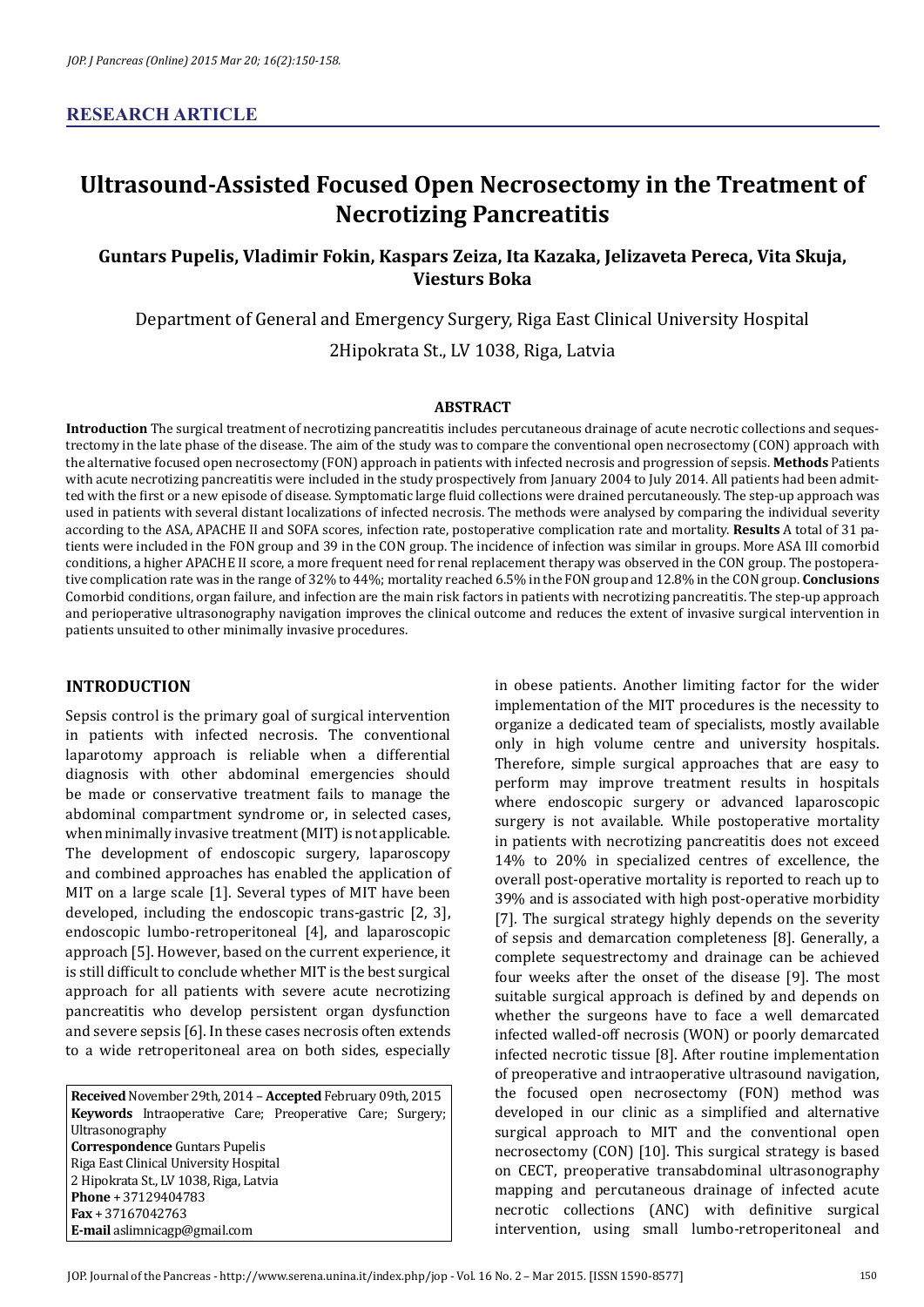**RESEARCH ARTICLE**

# Ultrasound-Assisted Focused Open Necrosectomy in the Treatment of Necrotizing Pancreatitis

**Guntars Pupelis, Vladimir Fokin, Kaspars Zeiza, Ita Kazaka, Jelizaveta Pereca, Vita Skuja, Viesturs Boka**

Department of General and Emergency Surgery, Riga East Clinical University Hospital

2Hipokrata St., LV 1038, Riga, Latvia

## ABSTRACT

**Introduction** The surgical treatment of necrotizing pancreatitis includes percutaneous drainage of acute necrotic collections and sequestrectomy in the late phase of the disease. The aim of the study was to compare the conventional open necrosectomy (CON) approach with the alternative focused open necrosectomy (FON) approach in patients with infected necrosis and progression of sepsis. **Methods** Patients with acute necrotizing pancreatitis were included in the study prospectively from January 2004 to July 2014. All patients had been admitted with the first or a new episode of disease. Symptomatic large fluid collections were drained percutaneously. The step-up approach was used in patients with several distant localizations of infected necrosis. The methods were analysed by comparing the individual severity according to the ASA, APACHE II and SOFA scores, infection rate, postoperative complication rate and mortality. **Results** A total of 31 patients were included in the FON group and 39 in the CON group. The incidence of infection was similar in groups. More ASA III comorbid conditions, a higher APACHE II score, a more frequent need for renal replacement therapy was observed in the CON group. The postoperative complication rate was in the range of 32% to 44%; mortality reached 6.5% in the FON group and 12.8% in the CON group. **Conclusions** Comorbid conditions, organ failure, and infection are the main risk factors in patients with necrotizing pancreatitis. The step-up approach and perioperative ultrasonography navigation improves the clinical outcome and reduces the extent of invasive surgical intervention in patients unsuited to other minimally invasive procedures.

## INTRODUCTION

Sepsis control is the primary goal of surgical intervention in patients with infected necrosis. The conventional laparotomy approach is reliable when a differential diagnosis with other abdominal emergencies should be made or conservative treatment fails to manage the abdominal compartment syndrome or, in selected cases, when minimally invasive treatment (MIT) is not applicable. The development of endoscopic surgery, laparoscopy and combined approaches has enabled the application of MIT on a large scale [1]. Several types of MIT have been developed, including the endoscopic trans-gastric [2, 3], endoscopic lumbo-retroperitoneal [4], and laparoscopic approach [5]. However, based on the current experience, it is still difficult to conclude whether MIT is the best surgical approach for all patients with severe acute necrotizing pancreatitis who develop persistent organ dysfunction and severe sepsis [6]. In these cases necrosis often extends to a wide retroperitoneal area on both sides, especially in obese patients. Another limiting factor for the wider implementation of the MIT procedures is the necessity to organize a dedicated team of specialists, mostly available only in high volume centre and university hospitals. Therefore, simple surgical approaches that are easy to perform may improve treatment results in hospitals where endoscopic surgery or advanced laparoscopic surgery is not available. While postoperative mortality in patients with necrotizing pancreatitis does not exceed 14% to 20% in specialized centres of excellence, the overall post-operative mortality is reported to reach up to 39% and is associated with high post-operative morbidity [7]. The surgical strategy highly depends on the severity of sepsis and demarcation completeness [8]. Generally, a complete sequestrectomy and drainage can be achieved four weeks after the onset of the disease [9]. The most suitable surgical approach is defined by and depends on whether the surgeons have to face a well demarcated infected walled-off necrosis (WON) or poorly demarcated infected necrotic tissue [8]. After routine implementation of preoperative and intraoperative ultrasound navigation, the focused open necrosectomy (FON) method was developed in our clinic as a simplified and alternative surgical approach to MIT and the conventional open necrosectomy (CON) [10]. This surgical strategy is based on CECT, preoperative transabdominal ultrasonography mapping and percutaneous drainage of infected acute necrotic collections (ANC) with definitive surgical intervention, using small lumbo-retroperitoneal and

**Received** November 29th, 2014 – **Accepted** February 09th, 2015
**Keywords** Intraoperative Care; Preoperative Care; Surgery; Ultrasonography
**Correspondence** Guntars Pupelis
Riga East Clinical University Hospital
2 Hipokrata St., LV 1038, Riga, Latvia
**Phone** + 37129404783
**Fax** + 37167042763
**E-mail** aslimnicagp@gmail.com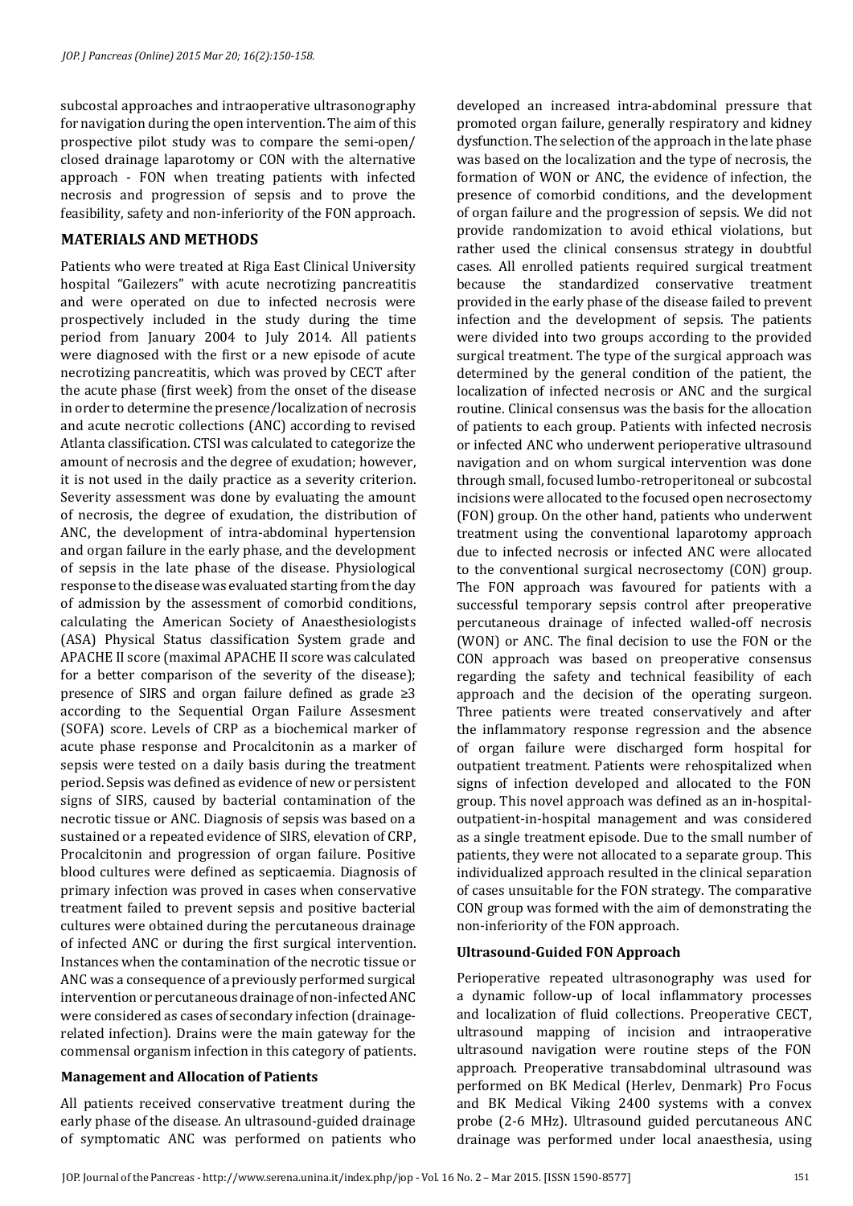subcostal approaches and intraoperative ultrasonography for navigation during the open intervention. The aim of this prospective pilot study was to compare the semi-open/closed drainage laparotomy or CON with the alternative approach - FON when treating patients with infected necrosis and progression of sepsis and to prove the feasibility, safety and non-inferiority of the FON approach.

## MATERIALS AND METHODS

Patients who were treated at Riga East Clinical University hospital "Gailezers" with acute necrotizing pancreatitis and were operated on due to infected necrosis were prospectively included in the study during the time period from January 2004 to July 2014. All patients were diagnosed with the first or a new episode of acute necrotizing pancreatitis, which was proved by CECT after the acute phase (first week) from the onset of the disease in order to determine the presence/localization of necrosis and acute necrotic collections (ANC) according to revised Atlanta classification. CTSI was calculated to categorize the amount of necrosis and the degree of exudation; however, it is not used in the daily practice as a severity criterion. Severity assessment was done by evaluating the amount of necrosis, the degree of exudation, the distribution of ANC, the development of intra-abdominal hypertension and organ failure in the early phase, and the development of sepsis in the late phase of the disease. Physiological response to the disease was evaluated starting from the day of admission by the assessment of comorbid conditions, calculating the American Society of Anaesthesiologists (ASA) Physical Status classification System grade and APACHE II score (maximal APACHE II score was calculated for a better comparison of the severity of the disease); presence of SIRS and organ failure defined as grade ≥3 according to the Sequential Organ Failure Assesment (SOFA) score. Levels of CRP as a biochemical marker of acute phase response and Procalcitonin as a marker of sepsis were tested on a daily basis during the treatment period. Sepsis was defined as evidence of new or persistent signs of SIRS, caused by bacterial contamination of the necrotic tissue or ANC. Diagnosis of sepsis was based on a sustained or a repeated evidence of SIRS, elevation of CRP, Procalcitonin and progression of organ failure. Positive blood cultures were defined as septicaemia. Diagnosis of primary infection was proved in cases when conservative treatment failed to prevent sepsis and positive bacterial cultures were obtained during the percutaneous drainage of infected ANC or during the first surgical intervention. Instances when the contamination of the necrotic tissue or ANC was a consequence of a previously performed surgical intervention or percutaneous drainage of non-infected ANC were considered as cases of secondary infection (drainage-related infection). Drains were the main gateway for the commensal organism infection in this category of patients.

### Management and Allocation of Patients

All patients received conservative treatment during the early phase of the disease. An ultrasound-guided drainage of symptomatic ANC was performed on patients who developed an increased intra-abdominal pressure that promoted organ failure, generally respiratory and kidney dysfunction. The selection of the approach in the late phase was based on the localization and the type of necrosis, the formation of WON or ANC, the evidence of infection, the presence of comorbid conditions, and the development of organ failure and the progression of sepsis. We did not provide randomization to avoid ethical violations, but rather used the clinical consensus strategy in doubtful cases. All enrolled patients required surgical treatment because the standardized conservative treatment provided in the early phase of the disease failed to prevent infection and the development of sepsis. The patients were divided into two groups according to the provided surgical treatment. The type of the surgical approach was determined by the general condition of the patient, the localization of infected necrosis or ANC and the surgical routine. Clinical consensus was the basis for the allocation of patients to each group. Patients with infected necrosis or infected ANC who underwent perioperative ultrasound navigation and on whom surgical intervention was done through small, focused lumbo-retroperitoneal or subcostal incisions were allocated to the focused open necrosectomy (FON) group. On the other hand, patients who underwent treatment using the conventional laparotomy approach due to infected necrosis or infected ANC were allocated to the conventional surgical necrosectomy (CON) group. The FON approach was favoured for patients with a successful temporary sepsis control after preoperative percutaneous drainage of infected walled-off necrosis (WON) or ANC. The final decision to use the FON or the CON approach was based on preoperative consensus regarding the safety and technical feasibility of each approach and the decision of the operating surgeon. Three patients were treated conservatively and after the inflammatory response regression and the absence of organ failure were discharged form hospital for outpatient treatment. Patients were rehospitalized when signs of infection developed and allocated to the FON group. This novel approach was defined as an in-hospital-outpatient-in-hospital management and was considered as a single treatment episode. Due to the small number of patients, they were not allocated to a separate group. This individualized approach resulted in the clinical separation of cases unsuitable for the FON strategy. The comparative CON group was formed with the aim of demonstrating the non-inferiority of the FON approach.

### Ultrasound-Guided FON Approach

Perioperative repeated ultrasonography was used for a dynamic follow-up of local inflammatory processes and localization of fluid collections. Preoperative CECT, ultrasound mapping of incision and intraoperative ultrasound navigation were routine steps of the FON approach. Preoperative transabdominal ultrasound was performed on BK Medical (Herlev, Denmark) Pro Focus and BK Medical Viking 2400 systems with a convex probe (2-6 MHz). Ultrasound guided percutaneous ANC drainage was performed under local anaesthesia, using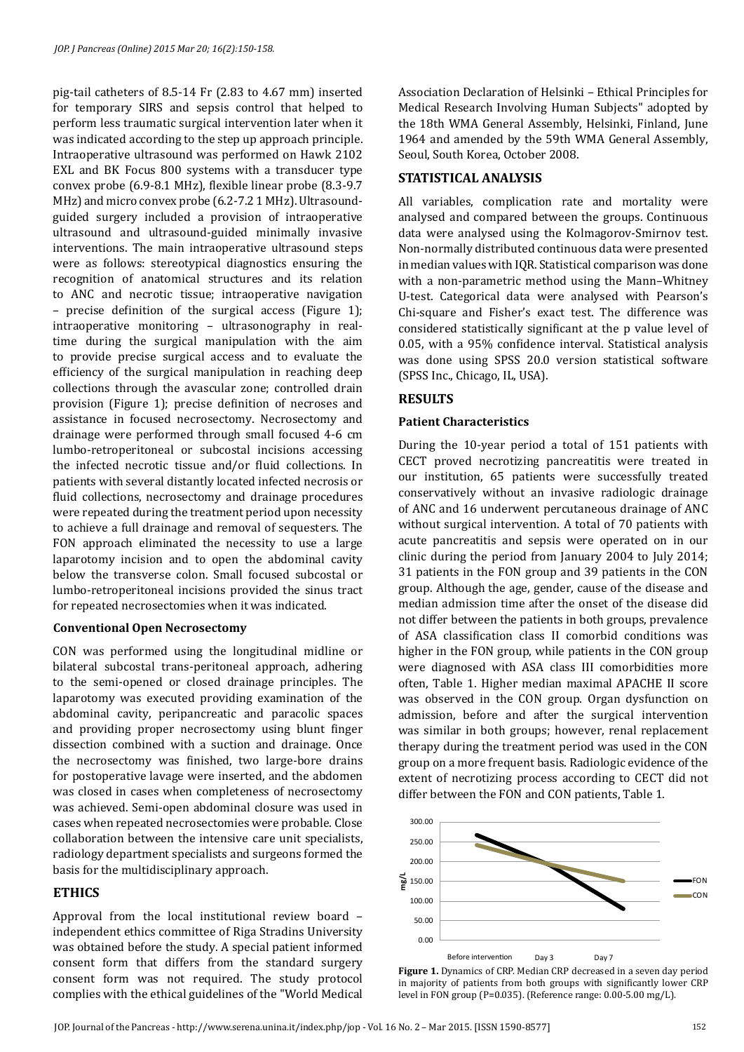pig-tail catheters of 8.5-14 Fr (2.83 to 4.67 mm) inserted for temporary SIRS and sepsis control that helped to perform less traumatic surgical intervention later when it was indicated according to the step up approach principle. Intraoperative ultrasound was performed on Hawk 2102 EXL and BK Focus 800 systems with a transducer type convex probe (6.9-8.1 MHz), flexible linear probe (8.3-9.7 MHz) and micro convex probe (6.2-7.2 1 MHz). Ultrasound-guided surgery included a provision of intraoperative ultrasound and ultrasound-guided minimally invasive interventions. The main intraoperative ultrasound steps were as follows: stereotypical diagnostics ensuring the recognition of anatomical structures and its relation to ANC and necrotic tissue; intraoperative navigation – precise definition of the surgical access (Figure 1); intraoperative monitoring – ultrasonography in real-time during the surgical manipulation with the aim to provide precise surgical access and to evaluate the efficiency of the surgical manipulation in reaching deep collections through the avascular zone; controlled drain provision (Figure 1); precise definition of necroses and assistance in focused necrosectomy. Necrosectomy and drainage were performed through small focused 4-6 cm lumbo-retroperitoneal or subcostal incisions accessing the infected necrotic tissue and/or fluid collections. In patients with several distantly located infected necrosis or fluid collections, necrosectomy and drainage procedures were repeated during the treatment period upon necessity to achieve a full drainage and removal of sequesters. The FON approach eliminated the necessity to use a large laparotomy incision and to open the abdominal cavity below the transverse colon. Small focused subcostal or lumbo-retroperitoneal incisions provided the sinus tract for repeated necrosectomies when it was indicated.

### Conventional Open Necrosectomy

CON was performed using the longitudinal midline or bilateral subcostal trans-peritoneal approach, adhering to the semi-opened or closed drainage principles. The laparotomy was executed providing examination of the abdominal cavity, peripancreatic and paracolic spaces and providing proper necrosectomy using blunt finger dissection combined with a suction and drainage. Once the necrosectomy was finished, two large-bore drains for postoperative lavage were inserted, and the abdomen was closed in cases when completeness of necrosectomy was achieved. Semi-open abdominal closure was used in cases when repeated necrosectomies were probable. Close collaboration between the intensive care unit specialists, radiology department specialists and surgeons formed the basis for the multidisciplinary approach.

## ETHICS

Approval from the local institutional review board – independent ethics committee of Riga Stradins University was obtained before the study. A special patient informed consent form that differs from the standard surgery consent form was not required. The study protocol complies with the ethical guidelines of the "World Medical Association Declaration of Helsinki – Ethical Principles for Medical Research Involving Human Subjects" adopted by the 18th WMA General Assembly, Helsinki, Finland, June 1964 and amended by the 59th WMA General Assembly, Seoul, South Korea, October 2008.

## STATISTICAL ANALYSIS

All variables, complication rate and mortality were analysed and compared between the groups. Continuous data were analysed using the Kolmagorov-Smirnov test. Non-normally distributed continuous data were presented in median values with IQR. Statistical comparison was done with a non-parametric method using the Mann–Whitney U-test. Categorical data were analysed with Pearson's Chi-square and Fisher's exact test. The difference was considered statistically significant at the p value level of 0.05, with a 95% confidence interval. Statistical analysis was done using SPSS 20.0 version statistical software (SPSS Inc., Chicago, IL, USA).

## RESULTS

### Patient Characteristics

During the 10-year period a total of 151 patients with CECT proved necrotizing pancreatitis were treated in our institution, 65 patients were successfully treated conservatively without an invasive radiologic drainage of ANC and 16 underwent percutaneous drainage of ANC without surgical intervention. A total of 70 patients with acute pancreatitis and sepsis were operated on in our clinic during the period from January 2004 to July 2014; 31 patients in the FON group and 39 patients in the CON group. Although the age, gender, cause of the disease and median admission time after the onset of the disease did not differ between the patients in both groups, prevalence of ASA classification class II comorbid conditions was higher in the FON group, while patients in the CON group were diagnosed with ASA class III comorbidities more often, Table 1. Higher median maximal APACHE II score was observed in the CON group. Organ dysfunction on admission, before and after the surgical intervention was similar in both groups; however, renal replacement therapy during the treatment period was used in the CON group on a more frequent basis. Radiologic evidence of the extent of necrotizing process according to CECT did not differ between the FON and CON patients, Table 1.

**Figure 1.** Dynamics of CRP. Median CRP decreased in a seven day period in majority of patients from both groups with significantly lower CRP level in FON group (P=0.035). (Reference range: 0.00-5.00 mg/L).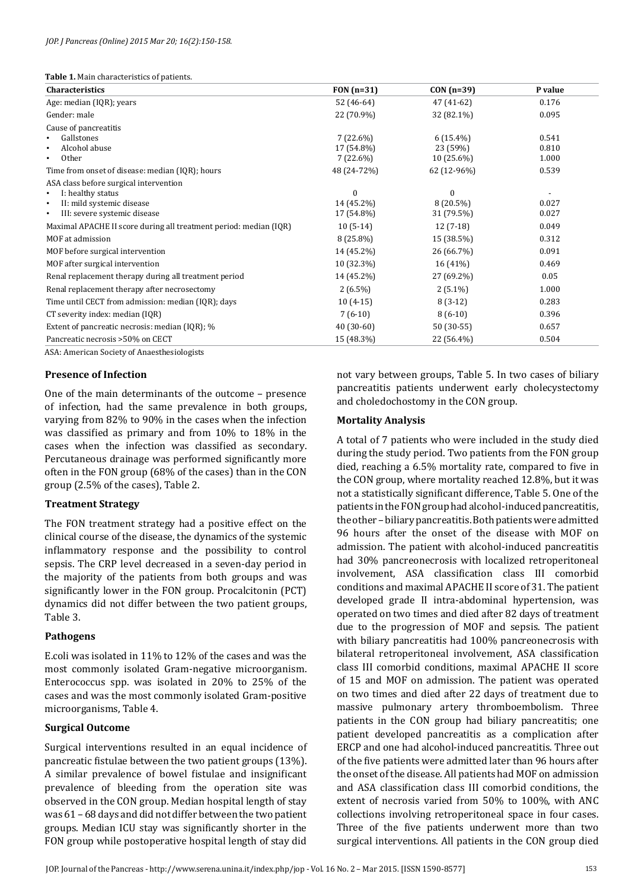**Table 1.** Main characteristics of patients.

| Characteristics | FON (n=31) | CON (n=39) | P value |
|---|---|---|---|
| Age: median (IQR); years | 52 (46-64) | 47 (41-62) | 0.176 |
| Gender: male | 22 (70.9%) | 32 (82.1%) | 0.095 |
| Cause of pancreatitis | | | |
| • Gallstones | 7 (22.6%) | 6 (15.4%) | 0.541 |
| • Alcohol abuse | 17 (54.8%) | 23 (59%) | 0.810 |
| • Other | 7 (22.6%) | 10 (25.6%) | 1.000 |
| Time from onset of disease: median (IQR); hours | 48 (24-72%) | 62 (12-96%) | 0.539 |
| ASA class before surgical intervention | | | |
| • I: healthy status | 0 | 0 | - |
| • II: mild systemic disease | 14 (45.2%) | 8 (20.5%) | 0.027 |
| • III: severe systemic disease | 17 (54.8%) | 31 (79.5%) | 0.027 |
| Maximal APACHE II score during all treatment period: median (IQR) | 10 (5-14) | 12 (7-18) | 0.049 |
| MOF at admission | 8 (25.8%) | 15 (38.5%) | 0.312 |
| MOF before surgical intervention | 14 (45.2%) | 26 (66.7%) | 0.091 |
| MOF after surgical intervention | 10 (32.3%) | 16 (41%) | 0.469 |
| Renal replacement therapy during all treatment period | 14 (45.2%) | 27 (69.2%) | 0.05 |
| Renal replacement therapy after necrosectomy | 2 (6.5%) | 2 (5.1%) | 1.000 |
| Time until CECT from admission: median (IQR); days | 10 (4-15) | 8 (3-12) | 0.283 |
| CT severity index: median (IQR) | 7 (6-10) | 8 (6-10) | 0.396 |
| Extent of pancreatic necrosis: median (IQR); % | 40 (30-60) | 50 (30-55) | 0.657 |
| Pancreatic necrosis >50% on CECT | 15 (48.3%) | 22 (56.4%) | 0.504 |

ASA: American Society of Anaesthesiologists

### Presence of Infection

One of the main determinants of the outcome – presence of infection, had the same prevalence in both groups, varying from 82% to 90% in the cases when the infection was classified as primary and from 10% to 18% in the cases when the infection was classified as secondary. Percutaneous drainage was performed significantly more often in the FON group (68% of the cases) than in the CON group (2.5% of the cases), Table 2.

### Treatment Strategy

The FON treatment strategy had a positive effect on the clinical course of the disease, the dynamics of the systemic inflammatory response and the possibility to control sepsis. The CRP level decreased in a seven-day period in the majority of the patients from both groups and was significantly lower in the FON group. Procalcitonin (PCT) dynamics did not differ between the two patient groups, Table 3.

### Pathogens

E.coli was isolated in 11% to 12% of the cases and was the most commonly isolated Gram-negative microorganism. Enterococcus spp. was isolated in 20% to 25% of the cases and was the most commonly isolated Gram-positive microorganisms, Table 4.

### Surgical Outcome

Surgical interventions resulted in an equal incidence of pancreatic fistulae between the two patient groups (13%). A similar prevalence of bowel fistulae and insignificant prevalence of bleeding from the operation site was observed in the CON group. Median hospital length of stay was 61 – 68 days and did not differ between the two patient groups. Median ICU stay was significantly shorter in the FON group while postoperative hospital length of stay did not vary between groups, Table 5. In two cases of biliary pancreatitis patients underwent early cholecystectomy and choledochostomy in the CON group.

### Mortality Analysis

A total of 7 patients who were included in the study died during the study period. Two patients from the FON group died, reaching a 6.5% mortality rate, compared to five in the CON group, where mortality reached 12.8%, but it was not a statistically significant difference, Table 5. One of the patients in the FON group had alcohol-induced pancreatitis, the other – biliary pancreatitis. Both patients were admitted 96 hours after the onset of the disease with MOF on admission. The patient with alcohol-induced pancreatitis had 30% pancreonecrosis with localized retroperitoneal involvement, ASA classification class III comorbid conditions and maximal APACHE II score of 31. The patient developed grade II intra-abdominal hypertension, was operated on two times and died after 82 days of treatment due to the progression of MOF and sepsis. The patient with biliary pancreatitis had 100% pancreonecrosis with bilateral retroperitoneal involvement, ASA classification class III comorbid conditions, maximal APACHE II score of 15 and MOF on admission. The patient was operated on two times and died after 22 days of treatment due to massive pulmonary artery thromboembolism. Three patients in the CON group had biliary pancreatitis; one patient developed pancreatitis as a complication after ERCP and one had alcohol-induced pancreatitis. Three out of the five patients were admitted later than 96 hours after the onset of the disease. All patients had MOF on admission and ASA classification class III comorbid conditions, the extent of necrosis varied from 50% to 100%, with ANC collections involving retroperitoneal space in four cases. Three of the five patients underwent more than two surgical interventions. All patients in the CON group died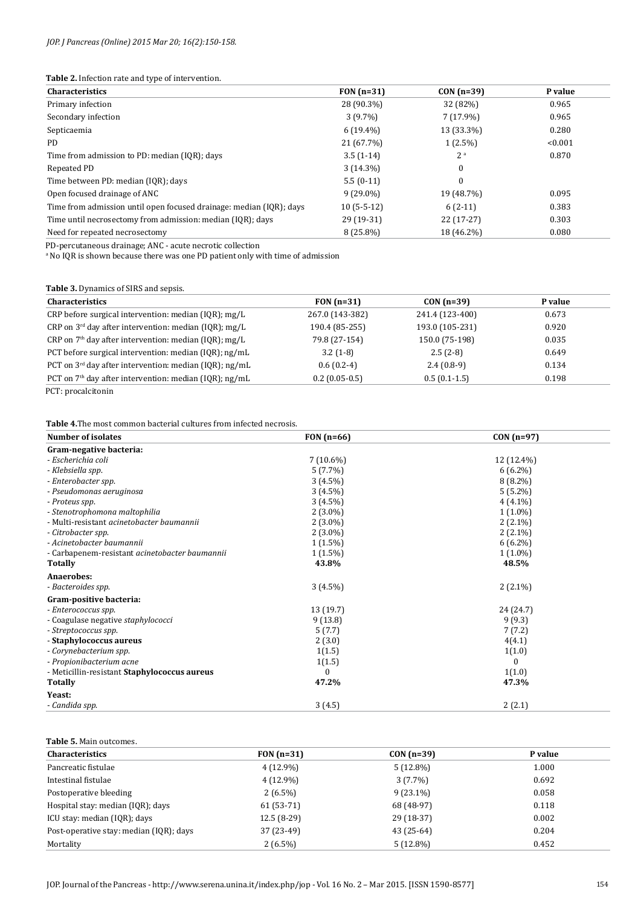**Table 2.** Infection rate and type of intervention.

| Characteristics | FON (n=31) | CON (n=39) | P value |
|---|---|---|---|
| Primary infection | 28 (90.3%) | 32 (82%) | 0.965 |
| Secondary infection | 3 (9.7%) | 7 (17.9%) | 0.965 |
| Septicaemia | 6 (19.4%) | 13 (33.3%) | 0.280 |
| PD | 21 (67.7%) | 1 (2.5%) | <0.001 |
| Time from admission to PD: median (IQR); days | 3.5 (1-14) | 2 [a] | 0.870 |
| Repeated PD | 3 (14.3%) | 0 | |
| Time between PD: median (IQR); days | 5.5 (0-11) | 0 | |
| Open focused drainage of ANC | 9 (29.0%) | 19 (48.7%) | 0.095 |
| Time from admission until open focused drainage: median (IQR); days | 10 (5-5-12) | 6 (2-11) | 0.383 |
| Time until necrosectomy from admission: median (IQR); days | 29 (19-31) | 22 (17-27) | 0.303 |
| Need for repeated necrosectomy | 8 (25.8%) | 18 (46.2%) | 0.080 |

PD-percutaneous drainage; ANC - acute necrotic collection

[a] No IQR is shown because there was one PD patient only with time of admission

**Table 3.** Dynamics of SIRS and sepsis.

| Characteristics | FON (n=31) | CON (n=39) | P value |
|---|---|---|---|
| CRP before surgical intervention: median (IQR); mg/L | 267.0 (143-382) | 241.4 (123-400) | 0.673 |
| CRP on 3rd day after intervention: median (IQR); mg/L | 190.4 (85-255) | 193.0 (105-231) | 0.920 |
| CRP on 7th day after intervention: median (IQR); mg/L | 79.8 (27-154) | 150.0 (75-198) | 0.035 |
| PCT before surgical intervention: median (IQR); ng/mL | 3.2 (1-8) | 2.5 (2-8) | 0.649 |
| PCT on 3rd day after intervention: median (IQR); ng/mL | 0.6 (0.2-4) | 2.4 (0.8-9) | 0.134 |
| PCT on 7th day after intervention: median (IQR); ng/mL | 0.2 (0.05-0.5) | 0.5 (0.1-1.5) | 0.198 |

PCT: procalcitonin

**Table 4.** The most common bacterial cultures from infected necrosis.

| Number of isolates | FON (n=66) | CON (n=97) |
|---|---|---|
| **Gram-negative bacteria:** | | |
| - *Escherichia coli* | 7 (10.6%) | 12 (12.4%) |
| - *Klebsiella spp.* | 5 (7.7%) | 6 (6.2%) |
| - *Enterobacter spp.* | 3 (4.5%) | 8 (8.2%) |
| - *Pseudomonas aeruginosa* | 3 (4.5%) | 5 (5.2%) |
| - *Proteus spp.* | 3 (4.5%) | 4 (4.1%) |
| - *Stenotrophomona maltophilia* | 2 (3.0%) | 1 (1.0%) |
| - Multi-resistant *acinetobacter baumannii* | 2 (3.0%) | 2 (2.1%) |
| - *Citrobacter spp.* | 2 (3.0%) | 2 (2.1%) |
| - *Acinetobacter baumannii* | 1 (1.5%) | 6 (6.2%) |
| - Carbapenem-resistant *acinetobacter baumannii* | 1 (1.5%) | 1 (1.0%) |
| **Totally** | **43.8%** | **48.5%** |
| **Anaerobes:** | | |
| - *Bacteroides spp.* | 3 (4.5%) | 2 (2.1%) |
| **Gram-positive bacteria:** | | |
| - *Enterococcus spp.* | 13 (19.7) | 24 (24.7) |
| - Coagulase negative *staphylococci* | 9 (13.8) | 9 (9.3) |
| - *Streptococcus spp.* | 5 (7.7) | 7 (7.2) |
| - **Staphylococcus aureus** | 2 (3.0) | 4(4.1) |
| - *Corynebacterium spp.* | 1(1.5) | 1(1.0) |
| - *Propionibacterium acne* | 1(1.5) | 0 |
| - Meticillin-resistant **Staphylococcus aureus** | 0 | 1(1.0) |
| **Totally** | **47.2%** | **47.3%** |
| **Yeast:** | | |
| - *Candida spp.* | 3 (4.5) | 2 (2.1) |

**Table 5.** Main outcomes.

| Characteristics | FON (n=31) | CON (n=39) | P value |
|---|---|---|---|
| Pancreatic fistulae | 4 (12.9%) | 5 (12.8%) | 1.000 |
| Intestinal fistulae | 4 (12.9%) | 3 (7.7%) | 0.692 |
| Postoperative bleeding | 2 (6.5%) | 9 (23.1%) | 0.058 |
| Hospital stay: median (IQR); days | 61 (53-71) | 68 (48-97) | 0.118 |
| ICU stay: median (IQR); days | 12.5 (8-29) | 29 (18-37) | 0.002 |
| Post-operative stay: median (IQR); days | 37 (23-49) | 43 (25-64) | 0.204 |
| Mortality | 2 (6.5%) | 5 (12.8%) | 0.452 |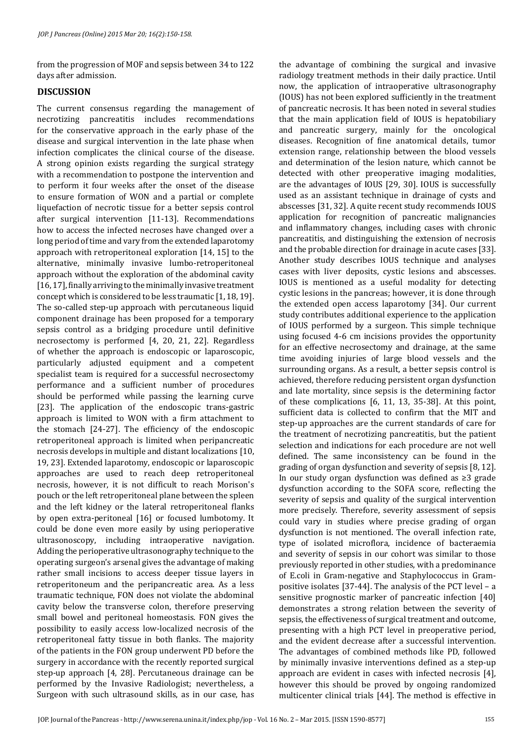from the progression of MOF and sepsis between 34 to 122 days after admission.

## DISCUSSION

The current consensus regarding the management of necrotizing pancreatitis includes recommendations for the conservative approach in the early phase of the disease and surgical intervention in the late phase when infection complicates the clinical course of the disease. A strong opinion exists regarding the surgical strategy with a recommendation to postpone the intervention and to perform it four weeks after the onset of the disease to ensure formation of WON and a partial or complete liquefaction of necrotic tissue for a better sepsis control after surgical intervention [11-13]. Recommendations how to access the infected necroses have changed over a long period of time and vary from the extended laparotomy approach with retroperitoneal exploration [14, 15] to the alternative, minimally invasive lumbo-retroperitoneal approach without the exploration of the abdominal cavity [16, 17], finally arriving to the minimally invasive treatment concept which is considered to be less traumatic [1, 18, 19]. The so-called step-up approach with percutaneous liquid component drainage has been proposed for a temporary sepsis control as a bridging procedure until definitive necrosectomy is performed [4, 20, 21, 22]. Regardless of whether the approach is endoscopic or laparoscopic, particularly adjusted equipment and a competent specialist team is required for a successful necrosectomy performance and a sufficient number of procedures should be performed while passing the learning curve [23]. The application of the endoscopic trans-gastric approach is limited to WON with a firm attachment to the stomach [24-27]. The efficiency of the endoscopic retroperitoneal approach is limited when peripancreatic necrosis develops in multiple and distant localizations [10, 19, 23]. Extended laparotomy, endoscopic or laparoscopic approaches are used to reach deep retroperitoneal necrosis, however, it is not difficult to reach Morison's pouch or the left retroperitoneal plane between the spleen and the left kidney or the lateral retroperitoneal flanks by open extra-peritoneal [16] or focused lumbotomy. It could be done even more easily by using perioperative ultrasonoscopy, including intraoperative navigation. Adding the perioperative ultrasonography technique to the operating surgeon's arsenal gives the advantage of making rather small incisions to access deeper tissue layers in retroperitoneum and the peripancreatic area. As a less traumatic technique, FON does not violate the abdominal cavity below the transverse colon, therefore preserving small bowel and peritoneal homeostasis. FON gives the possibility to easily access low-localized necrosis of the retroperitoneal fatty tissue in both flanks. The majority of the patients in the FON group underwent PD before the surgery in accordance with the recently reported surgical step-up approach [4, 28]. Percutaneous drainage can be performed by the Invasive Radiologist; nevertheless, a Surgeon with such ultrasound skills, as in our case, has the advantage of combining the surgical and invasive radiology treatment methods in their daily practice. Until now, the application of intraoperative ultrasonography (IOUS) has not been explored sufficiently in the treatment of pancreatic necrosis. It has been noted in several studies that the main application field of IOUS is hepatobiliary and pancreatic surgery, mainly for the oncological diseases. Recognition of fine anatomical details, tumor extension range, relationship between the blood vessels and determination of the lesion nature, which cannot be detected with other preoperative imaging modalities, are the advantages of IOUS [29, 30]. IOUS is successfully used as an assistant technique in drainage of cysts and abscesses [31, 32]. A quite recent study recommends IOUS application for recognition of pancreatic malignancies and inflammatory changes, including cases with chronic pancreatitis, and distinguishing the extension of necrosis and the probable direction for drainage in acute cases [33]. Another study describes IOUS technique and analyses cases with liver deposits, cystic lesions and abscesses. IOUS is mentioned as a useful modality for detecting cystic lesions in the pancreas; however, it is done through the extended open access laparotomy [34]. Our current study contributes additional experience to the application of IOUS performed by a surgeon. This simple technique using focused 4-6 cm incisions provides the opportunity for an effective necrosectomy and drainage, at the same time avoiding injuries of large blood vessels and the surrounding organs. As a result, a better sepsis control is achieved, therefore reducing persistent organ dysfunction and late mortality, since sepsis is the determining factor of these complications [6, 11, 13, 35-38]. At this point, sufficient data is collected to confirm that the MIT and step-up approaches are the current standards of care for the treatment of necrotizing pancreatitis, but the patient selection and indications for each procedure are not well defined. The same inconsistency can be found in the grading of organ dysfunction and severity of sepsis [8, 12]. In our study organ dysfunction was defined as ≥3 grade dysfunction according to the SOFA score, reflecting the severity of sepsis and quality of the surgical intervention more precisely. Therefore, severity assessment of sepsis could vary in studies where precise grading of organ dysfunction is not mentioned. The overall infection rate, type of isolated microflora, incidence of bacteraemia and severity of sepsis in our cohort was similar to those previously reported in other studies, with a predominance of E.coli in Gram-negative and Staphylococcus in Gram-positive isolates [37-44]. The analysis of the PCT level – a sensitive prognostic marker of pancreatic infection [40] demonstrates a strong relation between the severity of sepsis, the effectiveness of surgical treatment and outcome, presenting with a high PCT level in preoperative period, and the evident decrease after a successful intervention. The advantages of combined methods like PD, followed by minimally invasive interventions defined as a step-up approach are evident in cases with infected necrosis [4], however this should be proved by ongoing randomized multicenter clinical trials [44]. The method is effective in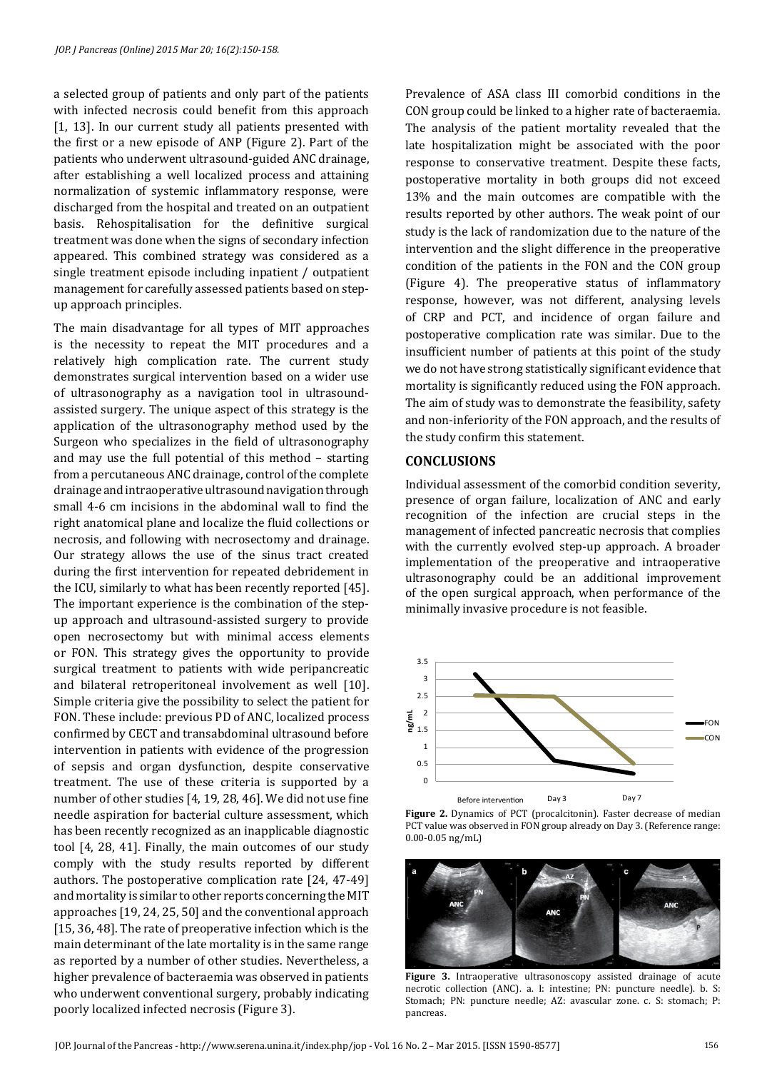a selected group of patients and only part of the patients with infected necrosis could benefit from this approach [1, 13]. In our current study all patients presented with the first or a new episode of ANP (Figure 2). Part of the patients who underwent ultrasound-guided ANC drainage, after establishing a well localized process and attaining normalization of systemic inflammatory response, were discharged from the hospital and treated on an outpatient basis. Rehospitalisation for the definitive surgical treatment was done when the signs of secondary infection appeared. This combined strategy was considered as a single treatment episode including inpatient / outpatient management for carefully assessed patients based on step-up approach principles.

The main disadvantage for all types of MIT approaches is the necessity to repeat the MIT procedures and a relatively high complication rate. The current study demonstrates surgical intervention based on a wider use of ultrasonography as a navigation tool in ultrasound-assisted surgery. The unique aspect of this strategy is the application of the ultrasonography method used by the Surgeon who specializes in the field of ultrasonography and may use the full potential of this method – starting from a percutaneous ANC drainage, control of the complete drainage and intraoperative ultrasound navigation through small 4-6 cm incisions in the abdominal wall to find the right anatomical plane and localize the fluid collections or necrosis, and following with necrosectomy and drainage. Our strategy allows the use of the sinus tract created during the first intervention for repeated debridement in the ICU, similarly to what has been recently reported [45]. The important experience is the combination of the step-up approach and ultrasound-assisted surgery to provide open necrosectomy but with minimal access elements or FON. This strategy gives the opportunity to provide surgical treatment to patients with wide peripancreatic and bilateral retroperitoneal involvement as well [10]. Simple criteria give the possibility to select the patient for FON. These include: previous PD of ANC, localized process confirmed by CECT and transabdominal ultrasound before intervention in patients with evidence of the progression of sepsis and organ dysfunction, despite conservative treatment. The use of these criteria is supported by a number of other studies [4, 19, 28, 46]. We did not use fine needle aspiration for bacterial culture assessment, which has been recently recognized as an inapplicable diagnostic tool [4, 28, 41]. Finally, the main outcomes of our study comply with the study results reported by different authors. The postoperative complication rate [24, 47-49] and mortality is similar to other reports concerning the MIT approaches [19, 24, 25, 50] and the conventional approach [15, 36, 48]. The rate of preoperative infection which is the main determinant of the late mortality is in the same range as reported by a number of other studies. Nevertheless, a higher prevalence of bacteraemia was observed in patients who underwent conventional surgery, probably indicating poorly localized infected necrosis (Figure 3).

Prevalence of ASA class III comorbid conditions in the CON group could be linked to a higher rate of bacteraemia. The analysis of the patient mortality revealed that the late hospitalization might be associated with the poor response to conservative treatment. Despite these facts, postoperative mortality in both groups did not exceed 13% and the main outcomes are compatible with the results reported by other authors. The weak point of our study is the lack of randomization due to the nature of the intervention and the slight difference in the preoperative condition of the patients in the FON and the CON group (Figure 4). The preoperative status of inflammatory response, however, was not different, analysing levels of CRP and PCT, and incidence of organ failure and postoperative complication rate was similar. Due to the insufficient number of patients at this point of the study we do not have strong statistically significant evidence that mortality is significantly reduced using the FON approach. The aim of study was to demonstrate the feasibility, safety and non-inferiority of the FON approach, and the results of the study confirm this statement.

## CONCLUSIONS

Individual assessment of the comorbid condition severity, presence of organ failure, localization of ANC and early recognition of the infection are crucial steps in the management of infected pancreatic necrosis that complies with the currently evolved step-up approach. A broader implementation of the preoperative and intraoperative ultrasonography could be an additional improvement of the open surgical approach, when performance of the minimally invasive procedure is not feasible.

**Figure 2.** Dynamics of PCT (procalcitonin). Faster decrease of median PCT value was observed in FON group already on Day 3. (Reference range: 0.00-0.05 ng/mL)

**Figure 3.** Intraoperative ultrasonoscopy assisted drainage of acute necrotic collection (ANC). a. I: intestine; PN: puncture needle). b. S: Stomach; PN: puncture needle; AZ: avascular zone. c. S: stomach; P: pancreas.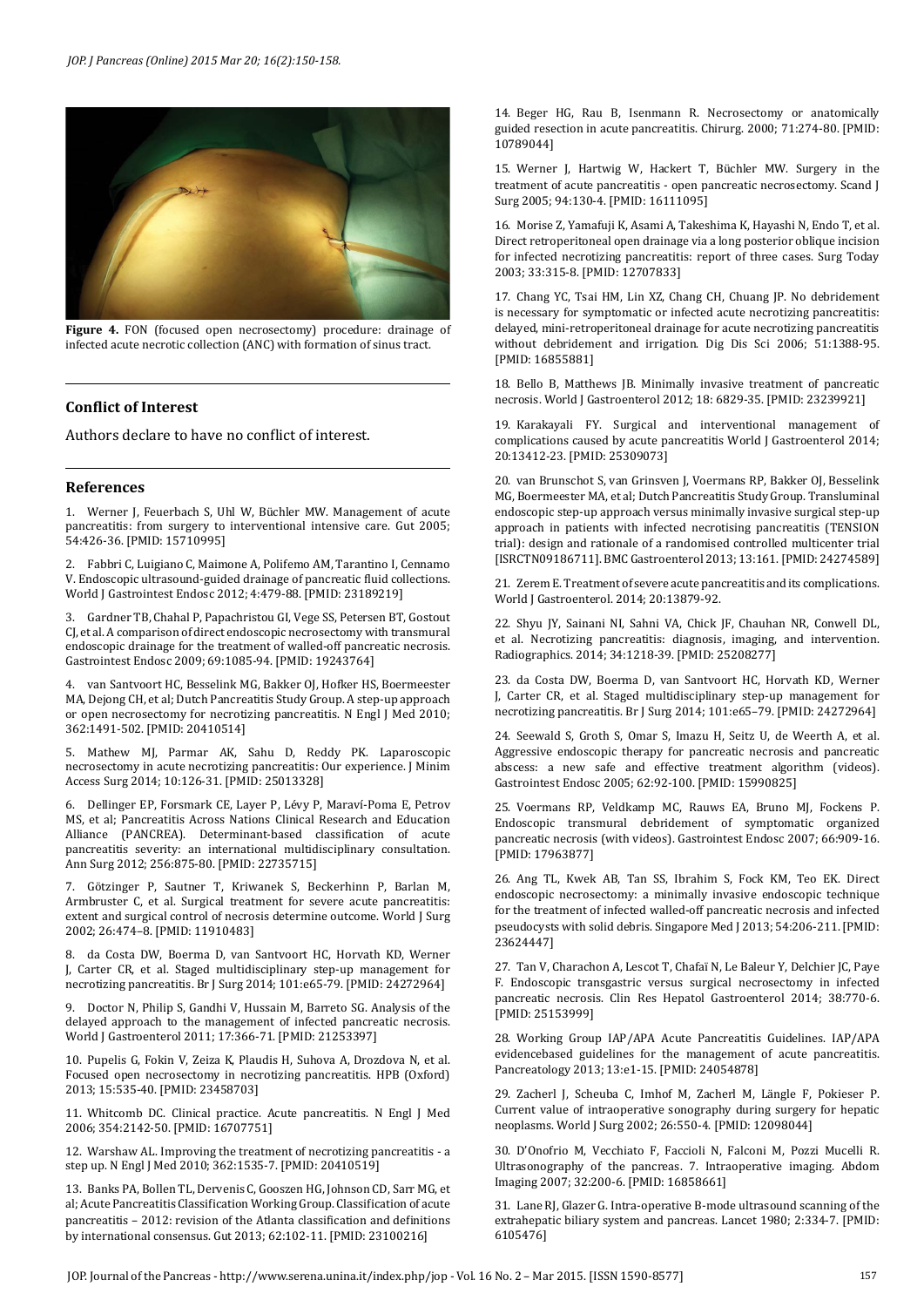**Figure 4.** FON (focused open necrosectomy) procedure: drainage of infected acute necrotic collection (ANC) with formation of sinus tract.

## Conflict of Interest

Authors declare to have no conflict of interest.

## References

1. Werner J, Feuerbach S, Uhl W, Büchler MW. Management of acute pancreatitis: from surgery to interventional intensive care. Gut 2005; 54:426-36. [PMID: 15710995]

2. Fabbri C, Luigiano C, Maimone A, Polifemo AM, Tarantino I, Cennamo V. Endoscopic ultrasound-guided drainage of pancreatic fluid collections. World J Gastrointest Endosc 2012; 4:479-88. [PMID: 23189219]

3. Gardner TB, Chahal P, Papachristou GI, Vege SS, Petersen BT, Gostout CJ, et al. A comparison of direct endoscopic necrosectomy with transmural endoscopic drainage for the treatment of walled-off pancreatic necrosis. Gastrointest Endosc 2009; 69:1085-94. [PMID: 19243764]

4. van Santvoort HC, Besselink MG, Bakker OJ, Hofker HS, Boermeester MA, Dejong CH, et al; Dutch Pancreatitis Study Group. A step-up approach or open necrosectomy for necrotizing pancreatitis. N Engl J Med 2010; 362:1491-502. [PMID: 20410514]

5. Mathew MJ, Parmar AK, Sahu D, Reddy PK. Laparoscopic necrosectomy in acute necrotizing pancreatitis: Our experience. J Minim Access Surg 2014; 10:126-31. [PMID: 25013328]

6. Dellinger EP, Forsmark CE, Layer P, Lévy P, Maraví-Poma E, Petrov MS, et al; Pancreatitis Across Nations Clinical Research and Education Alliance (PANCREA). Determinant-based classification of acute pancreatitis severity: an international multidisciplinary consultation. Ann Surg 2012; 256:875-80. [PMID: 22735715]

7. Götzinger P, Sautner T, Kriwanek S, Beckerhinn P, Barlan M, Armbruster C, et al. Surgical treatment for severe acute pancreatitis: extent and surgical control of necrosis determine outcome. World J Surg 2002; 26:474–8. [PMID: 11910483]

8. da Costa DW, Boerma D, van Santvoort HC, Horvath KD, Werner J, Carter CR, et al. Staged multidisciplinary step-up management for necrotizing pancreatitis. Br J Surg 2014; 101:e65-79. [PMID: 24272964]

9. Doctor N, Philip S, Gandhi V, Hussain M, Barreto SG. Analysis of the delayed approach to the management of infected pancreatic necrosis. World J Gastroenterol 2011; 17:366-71. [PMID: 21253397]

10. Pupelis G, Fokin V, Zeiza K, Plaudis H, Suhova A, Drozdova N, et al. Focused open necrosectomy in necrotizing pancreatitis. HPB (Oxford) 2013; 15:535-40. [PMID: 23458703]

11. Whitcomb DC. Clinical practice. Acute pancreatitis. N Engl J Med 2006; 354:2142-50. [PMID: 16707751]

12. Warshaw AL. Improving the treatment of necrotizing pancreatitis - a step up. N Engl J Med 2010; 362:1535-7. [PMID: 20410519]

13. Banks PA, Bollen TL, Dervenis C, Gooszen HG, Johnson CD, Sarr MG, et al; Acute Pancreatitis Classification Working Group. Classification of acute pancreatitis – 2012: revision of the Atlanta classification and definitions by international consensus. Gut 2013; 62:102-11. [PMID: 23100216]

14. Beger HG, Rau B, Isenmann R. Necrosectomy or anatomically guided resection in acute pancreatitis. Chirurg. 2000; 71:274-80. [PMID: 10789044]

15. Werner J, Hartwig W, Hackert T, Büchler MW. Surgery in the treatment of acute pancreatitis - open pancreatic necrosectomy. Scand J Surg 2005; 94:130-4. [PMID: 16111095]

16. Morise Z, Yamafuji K, Asami A, Takeshima K, Hayashi N, Endo T, et al. Direct retroperitoneal open drainage via a long posterior oblique incision for infected necrotizing pancreatitis: report of three cases. Surg Today 2003; 33:315-8. [PMID: 12707833]

17. Chang YC, Tsai HM, Lin XZ, Chang CH, Chuang JP. No debridement is necessary for symptomatic or infected acute necrotizing pancreatitis: delayed, mini-retroperitoneal drainage for acute necrotizing pancreatitis without debridement and irrigation. Dig Dis Sci 2006; 51:1388-95. [PMID: 16855881]

18. Bello B, Matthews JB. Minimally invasive treatment of pancreatic necrosis. World J Gastroenterol 2012; 18: 6829-35. [PMID: 23239921]

19. Karakayali FY. Surgical and interventional management of complications caused by acute pancreatitis World J Gastroenterol 2014; 20:13412-23. [PMID: 25309073]

20. van Brunschot S, van Grinsven J, Voermans RP, Bakker OJ, Besselink MG, Boermeester MA, et al; Dutch Pancreatitis Study Group. Transluminal endoscopic step-up approach versus minimally invasive surgical step-up approach in patients with infected necrotising pancreatitis (TENSION trial): design and rationale of a randomised controlled multicenter trial [ISRCTN09186711]. BMC Gastroenterol 2013; 13:161. [PMID: 24274589]

21. Zerem E. Treatment of severe acute pancreatitis and its complications. World J Gastroenterol. 2014; 20:13879-92.

22. Shyu JY, Sainani NI, Sahni VA, Chick JF, Chauhan NR, Conwell DL, et al. Necrotizing pancreatitis: diagnosis, imaging, and intervention. Radiographics. 2014; 34:1218-39. [PMID: 25208277]

23. da Costa DW, Boerma D, van Santvoort HC, Horvath KD, Werner J, Carter CR, et al. Staged multidisciplinary step-up management for necrotizing pancreatitis. Br J Surg 2014; 101:e65–79. [PMID: 24272964]

24. Seewald S, Groth S, Omar S, Imazu H, Seitz U, de Weerth A, et al. Aggressive endoscopic therapy for pancreatic necrosis and pancreatic abscess: a new safe and effective treatment algorithm (videos). Gastrointest Endosc 2005; 62:92-100. [PMID: 15990825]

25. Voermans RP, Veldkamp MC, Rauws EA, Bruno MJ, Fockens P. Endoscopic transmural debridement of symptomatic organized pancreatic necrosis (with videos). Gastrointest Endosc 2007; 66:909-16. [PMID: 17963877]

26. Ang TL, Kwek AB, Tan SS, Ibrahim S, Fock KM, Teo EK. Direct endoscopic necrosectomy: a minimally invasive endoscopic technique for the treatment of infected walled-off pancreatic necrosis and infected pseudocysts with solid debris. Singapore Med J 2013; 54:206-211. [PMID: 23624447]

27. Tan V, Charachon A, Lescot T, Chafaï N, Le Baleur Y, Delchier JC, Paye F. Endoscopic transgastric versus surgical necrosectomy in infected pancreatic necrosis. Clin Res Hepatol Gastroenterol 2014; 38:770-6. [PMID: 25153999]

28. Working Group IAP/APA Acute Pancreatitis Guidelines. IAP/APA evidencebased guidelines for the management of acute pancreatitis. Pancreatology 2013; 13:e1-15. [PMID: 24054878]

29. Zacherl J, Scheuba C, Imhof M, Zacherl M, Längle F, Pokieser P. Current value of intraoperative sonography during surgery for hepatic neoplasms. World J Surg 2002; 26:550-4. [PMID: 12098044]

30. D'Onofrio M, Vecchiato F, Faccioli N, Falconi M, Pozzi Mucelli R. Ultrasonography of the pancreas. 7. Intraoperative imaging. Abdom Imaging 2007; 32:200-6. [PMID: 16858661]

31. Lane RJ, Glazer G. Intra-operative B-mode ultrasound scanning of the extrahepatic biliary system and pancreas. Lancet 1980; 2:334-7. [PMID: 6105476]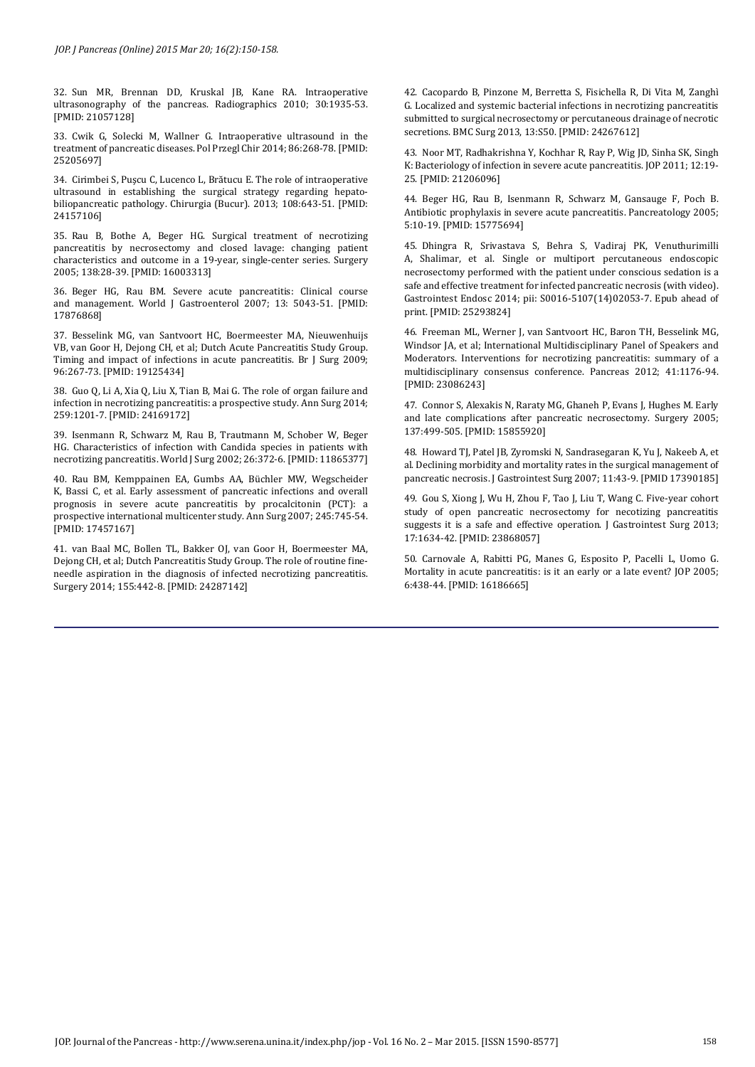32. Sun MR, Brennan DD, Kruskal JB, Kane RA. Intraoperative ultrasonography of the pancreas. Radiographics 2010; 30:1935-53. [PMID: 21057128]

33. Cwik G, Solecki M, Wallner G. Intraoperative ultrasound in the treatment of pancreatic diseases. Pol Przegl Chir 2014; 86:268-78. [PMID: 25205697]

34. Cirimbei S, Pușcu C, Lucenco L, Brătucu E. The role of intraoperative ultrasound in establishing the surgical strategy regarding hepato-biliopancreatic pathology. Chirurgia (Bucur). 2013; 108:643-51. [PMID: 24157106]

35. Rau B, Bothe A, Beger HG. Surgical treatment of necrotizing pancreatitis by necrosectomy and closed lavage: changing patient characteristics and outcome in a 19-year, single-center series. Surgery 2005; 138:28-39. [PMID: 16003313]

36. Beger HG, Rau BM. Severe acute pancreatitis: Clinical course and management. World J Gastroenterol 2007; 13: 5043-51. [PMID: 17876868]

37. Besselink MG, van Santvoort HC, Boermeester MA, Nieuwenhuijs VB, van Goor H, Dejong CH, et al; Dutch Acute Pancreatitis Study Group. Timing and impact of infections in acute pancreatitis. Br J Surg 2009; 96:267-73. [PMID: 19125434]

38. Guo Q, Li A, Xia Q, Liu X, Tian B, Mai G. The role of organ failure and infection in necrotizing pancreatitis: a prospective study. Ann Surg 2014; 259:1201-7. [PMID: 24169172]

39. Isenmann R, Schwarz M, Rau B, Trautmann M, Schober W, Beger HG. Characteristics of infection with Candida species in patients with necrotizing pancreatitis. World J Surg 2002; 26:372-6. [PMID: 11865377]

40. Rau BM, Kemppainen EA, Gumbs AA, Büchler MW, Wegscheider K, Bassi C, et al. Early assessment of pancreatic infections and overall prognosis in severe acute pancreatitis by procalcitonin (PCT): a prospective international multicenter study. Ann Surg 2007; 245:745-54. [PMID: 17457167]

41. van Baal MC, Bollen TL, Bakker OJ, van Goor H, Boermeester MA, Dejong CH, et al; Dutch Pancreatitis Study Group. The role of routine fine-needle aspiration in the diagnosis of infected necrotizing pancreatitis. Surgery 2014; 155:442-8. [PMID: 24287142]

42. Cacopardo B, Pinzone M, Berretta S, Fisichella R, Di Vita M, Zanghì G. Localized and systemic bacterial infections in necrotizing pancreatitis submitted to surgical necrosectomy or percutaneous drainage of necrotic secretions. BMC Surg 2013, 13:S50. [PMID: 24267612]

43. Noor MT, Radhakrishna Y, Kochhar R, Ray P, Wig JD, Sinha SK, Singh K: Bacteriology of infection in severe acute pancreatitis. JOP 2011; 12:19-25. [PMID: 21206096]

44. Beger HG, Rau B, Isenmann R, Schwarz M, Gansauge F, Poch B. Antibiotic prophylaxis in severe acute pancreatitis. Pancreatology 2005; 5:10-19. [PMID: 15775694]

45. Dhingra R, Srivastava S, Behra S, Vadiraj PK, Venuthurimilli A, Shalimar, et al. Single or multiport percutaneous endoscopic necrosectomy performed with the patient under conscious sedation is a safe and effective treatment for infected pancreatic necrosis (with video). Gastrointest Endosc 2014; pii: S0016-5107(14)02053-7. Epub ahead of print. [PMID: 25293824]

46. Freeman ML, Werner J, van Santvoort HC, Baron TH, Besselink MG, Windsor JA, et al; International Multidisciplinary Panel of Speakers and Moderators. Interventions for necrotizing pancreatitis: summary of a multidisciplinary consensus conference. Pancreas 2012; 41:1176-94. [PMID: 23086243]

47. Connor S, Alexakis N, Raraty MG, Ghaneh P, Evans J, Hughes M. Early and late complications after pancreatic necrosectomy. Surgery 2005; 137:499-505. [PMID: 15855920]

48. Howard TJ, Patel JB, Zyromski N, Sandrasegaran K, Yu J, Nakeeb A, et al. Declining morbidity and mortality rates in the surgical management of pancreatic necrosis. J Gastrointest Surg 2007; 11:43-9. [PMID 17390185]

49. Gou S, Xiong J, Wu H, Zhou F, Tao J, Liu T, Wang C. Five-year cohort study of open pancreatic necrosectomy for necotizing pancreatitis suggests it is a safe and effective operation. J Gastrointest Surg 2013; 17:1634-42. [PMID: 23868057]

50. Carnovale A, Rabitti PG, Manes G, Esposito P, Pacelli L, Uomo G. Mortality in acute pancreatitis: is it an early or a late event? JOP 2005; 6:438-44. [PMID: 16186665]